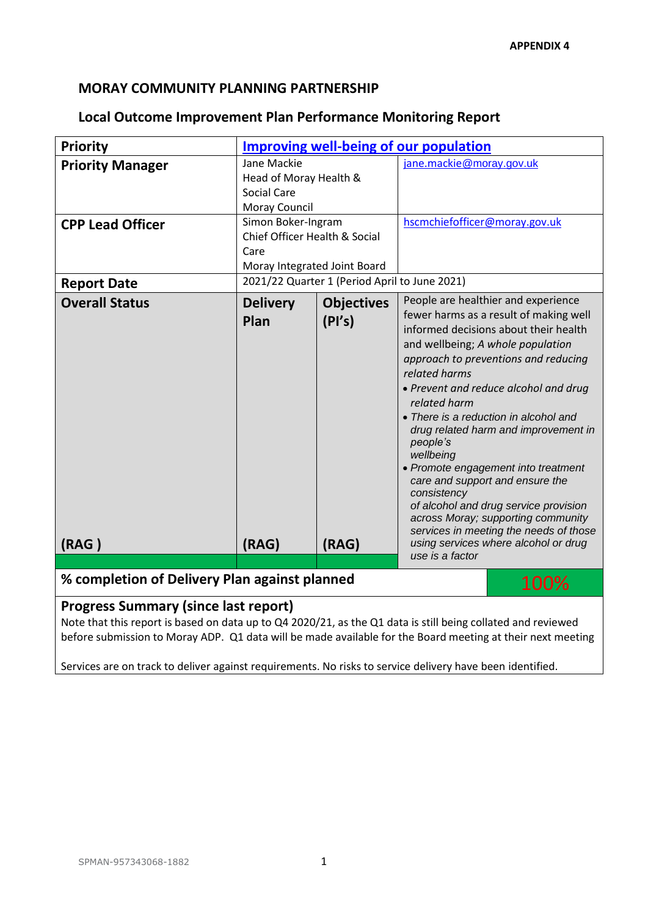APPENDIX 4

## MORAY COMMUNITY PLANNING PARTNERSHIP

### Local Outcome Improvement Plan Performance Monitoring Report

| **Priority** | **Improving well-being of our population** | | |
|---|---|---|---|
| **Priority Manager** | Jane Mackie<br>Head of Moray Health & Social Care<br>Moray Council | | jane.mackie@moray.gov.uk |
| **CPP Lead Officer** | Simon Boker-Ingram<br>Chief Officer Health & Social Care<br>Moray Integrated Joint Board | | hscmchiefofficer@moray.gov.uk |
| **Report Date** | 2021/22 Quarter 1 (Period April to June 2021) | | |
| **Overall Status**<br><br>**(RAG )** | **Delivery Plan**<br><br>**(RAG)** | **Objectives (PI's)**<br><br>**(RAG)** | People are healthier and experience fewer harms as a result of making well informed decisions about their health and wellbeing; *A whole population approach to preventions and reducing related harms*<br>• *Prevent and reduce alcohol and drug related harm*<br>• *There is a reduction in alcohol and drug related harm and improvement in people's wellbeing*<br>• *Promote engagement into treatment care and support and ensure the consistency of alcohol and drug service provision across Moray; supporting community services in meeting the needs of those using services where alcohol or drug use is a factor* |
| **% completion of Delivery Plan against planned** | | | 100% |

**Progress Summary (since last report)**

Note that this report is based on data up to Q4 2020/21, as the Q1 data is still being collated and reviewed before submission to Moray ADP. Q1 data will be made available for the Board meeting at their next meeting

Services are on track to deliver against requirements. No risks to service delivery have been identified.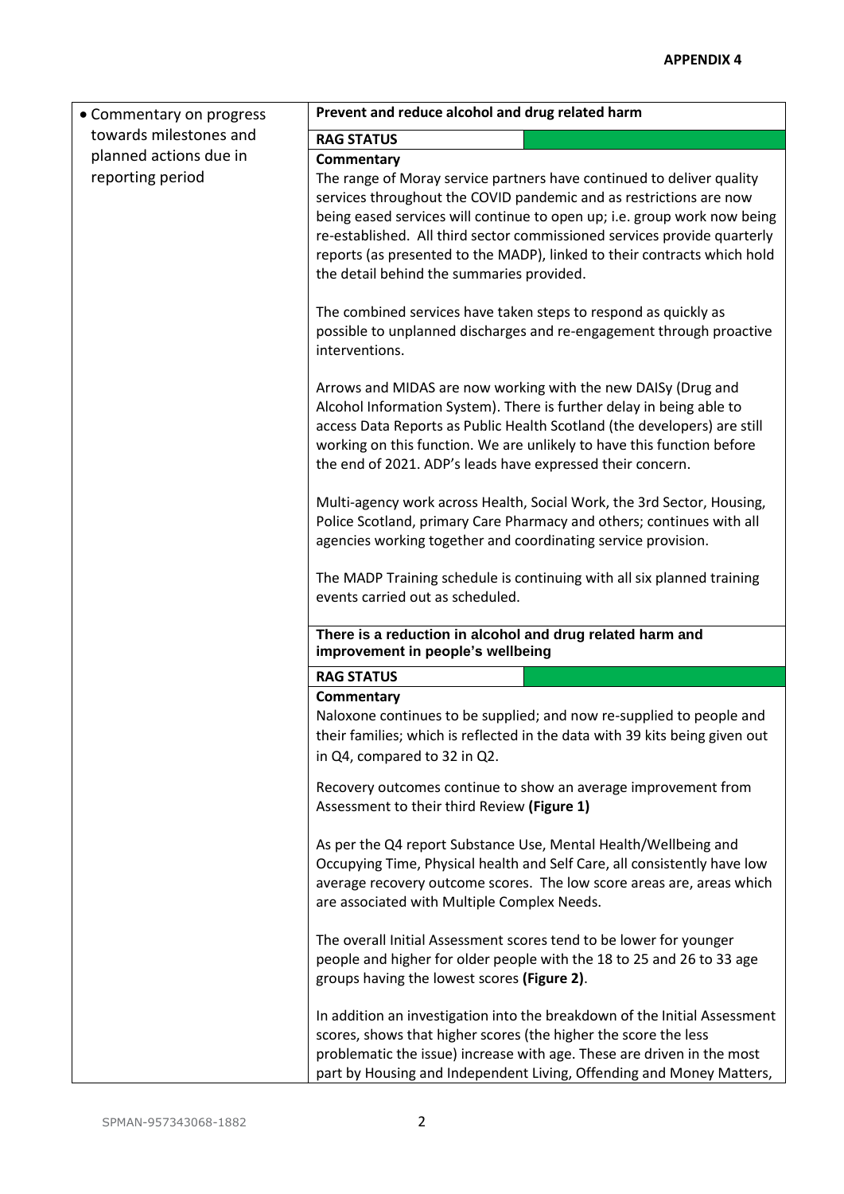**APPENDIX 4**

| • Commentary on progress towards milestones and planned actions due in reporting period | **Prevent and reduce alcohol and drug related harm** | |
|---|---|---|
| | **RAG STATUS** | |
| | **Commentary**<br>The range of Moray service partners have continued to deliver quality services throughout the COVID pandemic and as restrictions are now being eased services will continue to open up; i.e. group work now being re-established. All third sector commissioned services provide quarterly reports (as presented to the MADP), linked to their contracts which hold the detail behind the summaries provided.<br><br>The combined services have taken steps to respond as quickly as possible to unplanned discharges and re-engagement through proactive interventions.<br><br>Arrows and MIDAS are now working with the new DAISy (Drug and Alcohol Information System). There is further delay in being able to access Data Reports as Public Health Scotland (the developers) are still working on this function. We are unlikely to have this function before the end of 2021. ADP's leads have expressed their concern.<br><br>Multi-agency work across Health, Social Work, the 3rd Sector, Housing, Police Scotland, primary Care Pharmacy and others; continues with all agencies working together and coordinating service provision.<br><br>The MADP Training schedule is continuing with all six planned training events carried out as scheduled. | |
| | **There is a reduction in alcohol and drug related harm and improvement in people's wellbeing** | |
| | **RAG STATUS** | |
| | **Commentary**<br>Naloxone continues to be supplied; and now re-supplied to people and their families; which is reflected in the data with 39 kits being given out in Q4, compared to 32 in Q2.<br><br>Recovery outcomes continue to show an average improvement from Assessment to their third Review **(Figure 1)**<br><br>As per the Q4 report Substance Use, Mental Health/Wellbeing and Occupying Time, Physical health and Self Care, all consistently have low average recovery outcome scores. The low score areas are, areas which are associated with Multiple Complex Needs.<br><br>The overall Initial Assessment scores tend to be lower for younger people and higher for older people with the 18 to 25 and 26 to 33 age groups having the lowest scores **(Figure 2)**.<br><br>In addition an investigation into the breakdown of the Initial Assessment scores, shows that higher scores (the higher the score the less problematic the issue) increase with age. These are driven in the most part by Housing and Independent Living, Offending and Money Matters, | |

SPMAN-957343068-1882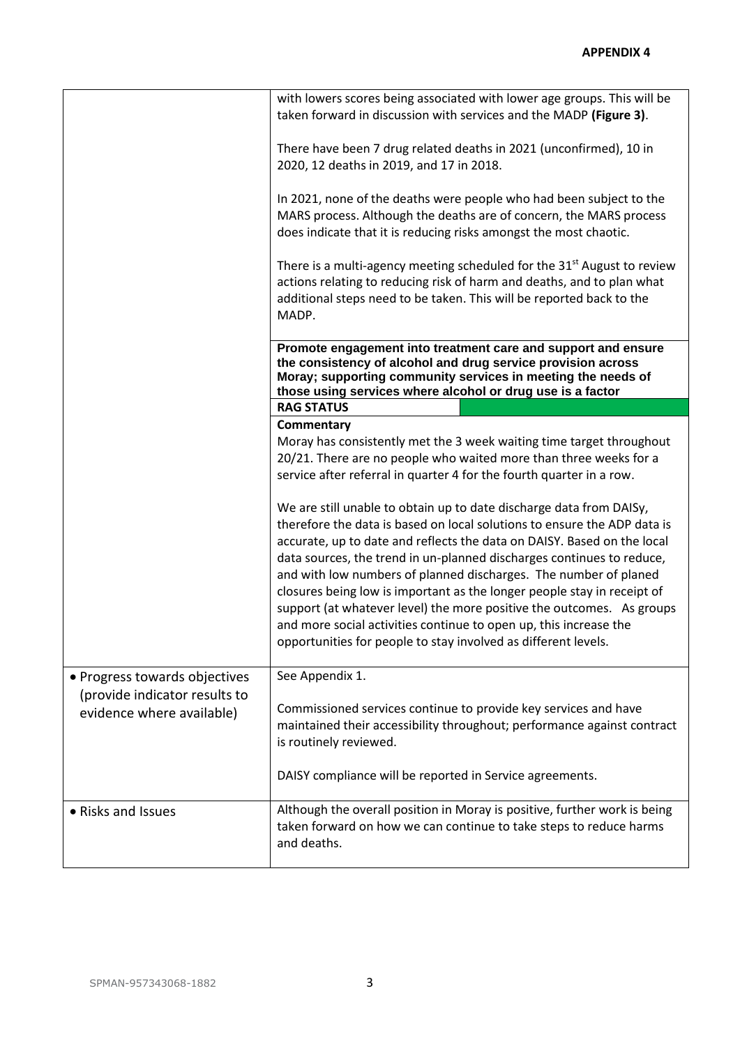**APPENDIX 4**

| | |
|---|---|
| | with lowers scores being associated with lower age groups. This will be taken forward in discussion with services and the MADP **(Figure 3)**.<br><br>There have been 7 drug related deaths in 2021 (unconfirmed), 10 in 2020, 12 deaths in 2019, and 17 in 2018.<br><br>In 2021, none of the deaths were people who had been subject to the MARS process. Although the deaths are of concern, the MARS process does indicate that it is reducing risks amongst the most chaotic.<br><br>There is a multi-agency meeting scheduled for the 31st August to review actions relating to reducing risk of harm and deaths, and to plan what additional steps need to be taken. This will be reported back to the MADP.<br><br>**Promote engagement into treatment care and support and ensure the consistency of alcohol and drug service provision across Moray; supporting community services in meeting the needs of those using services where alcohol or drug use is a factor**<br><br>**RAG STATUS**<br><br>**Commentary**<br>Moray has consistently met the 3 week waiting time target throughout 20/21. There are no people who waited more than three weeks for a service after referral in quarter 4 for the fourth quarter in a row.<br><br>We are still unable to obtain up to date discharge data from DAISy, therefore the data is based on local solutions to ensure the ADP data is accurate, up to date and reflects the data on DAISY. Based on the local data sources, the trend in un-planned discharges continues to reduce, and with low numbers of planned discharges. The number of planed closures being low is important as the longer people stay in receipt of support (at whatever level) the more positive the outcomes. As groups and more social activities continue to open up, this increase the opportunities for people to stay involved as different levels. |
| • Progress towards objectives (provide indicator results to evidence where available) | See Appendix 1.<br><br>Commissioned services continue to provide key services and have maintained their accessibility throughout; performance against contract is routinely reviewed.<br><br>DAISY compliance will be reported in Service agreements. |
| • Risks and Issues | Although the overall position in Moray is positive, further work is being taken forward on how we can continue to take steps to reduce harms and deaths. |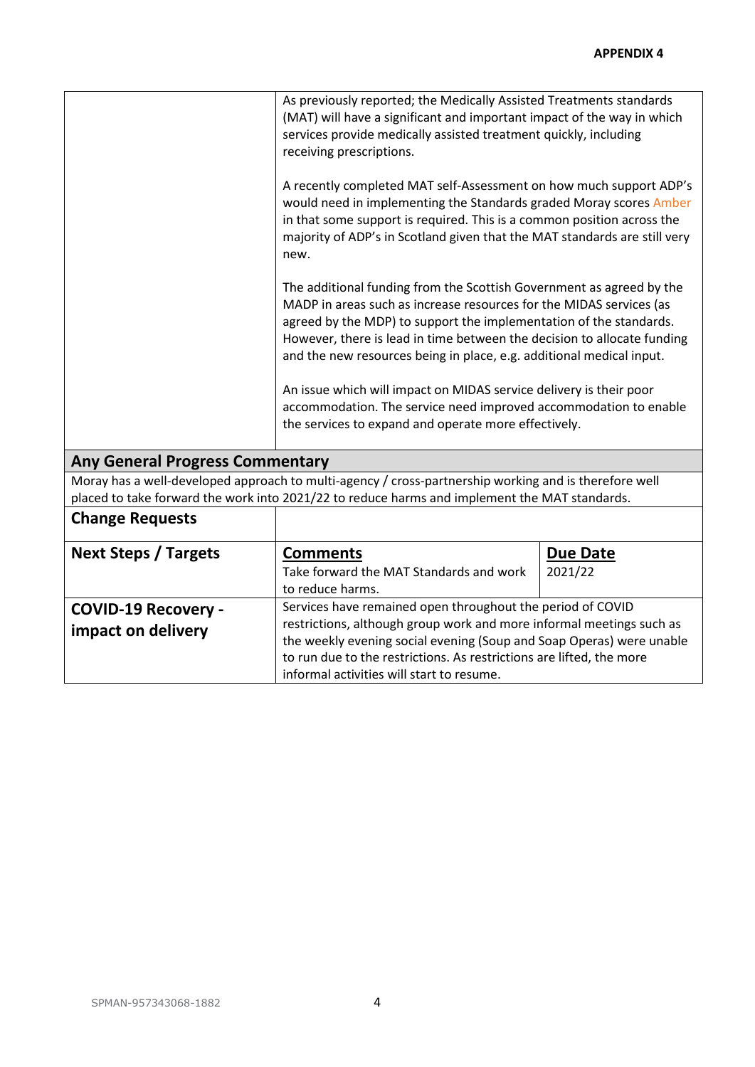**APPENDIX 4**

| | |
|---|---|
| | As previously reported; the Medically Assisted Treatments standards (MAT) will have a significant and important impact of the way in which services provide medically assisted treatment quickly, including receiving prescriptions.<br><br>A recently completed MAT self-Assessment on how much support ADP's would need in implementing the Standards graded Moray scores Amber in that some support is required. This is a common position across the majority of ADP's in Scotland given that the MAT standards are still very new.<br><br>The additional funding from the Scottish Government as agreed by the MADP in areas such as increase resources for the MIDAS services (as agreed by the MDP) to support the implementation of the standards. However, there is lead in time between the decision to allocate funding and the new resources being in place, e.g. additional medical input.<br><br>An issue which will impact on MIDAS service delivery is their poor accommodation. The service need improved accommodation to enable the services to expand and operate more effectively. |

## Any General Progress Commentary

Moray has a well-developed approach to multi-agency / cross-partnership working and is therefore well placed to take forward the work into 2021/22 to reduce harms and implement the MAT standards.

| **Change Requests** | | |
|---|---|---|
| **Next Steps / Targets** | **Comments**<br>Take forward the MAT Standards and work to reduce harms. | **Due Date**<br>2021/22 |
| **COVID-19 Recovery - impact on delivery** | Services have remained open throughout the period of COVID restrictions, although group work and more informal meetings such as the weekly evening social evening (Soup and Soap Operas) were unable to run due to the restrictions. As restrictions are lifted, the more informal activities will start to resume. | |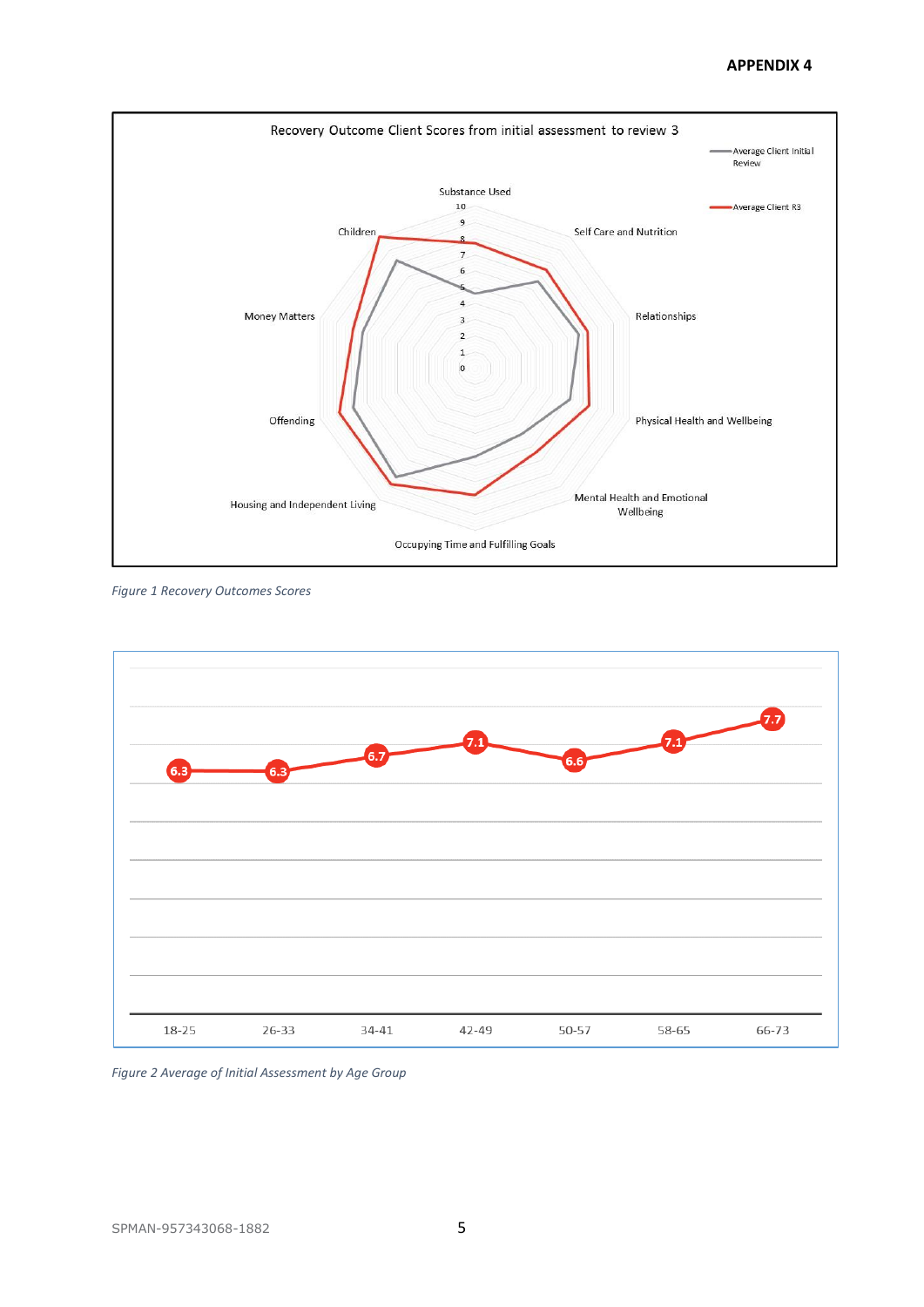**APPENDIX 4**

Recovery Outcome Client Scores from initial assessment to review 3

*Figure 1 Recovery Outcomes Scores*

| Age Group | Average Initial Assessment |
|---|---|
| 18-25 | 6.3 |
| 26-33 | 6.3 |
| 34-41 | 6.7 |
| 42-49 | 7.1 |
| 50-57 | 6.6 |
| 58-65 | 7.1 |
| 66-73 | 7.7 |

*Figure 2 Average of Initial Assessment by Age Group*

SPMAN-957343068-1882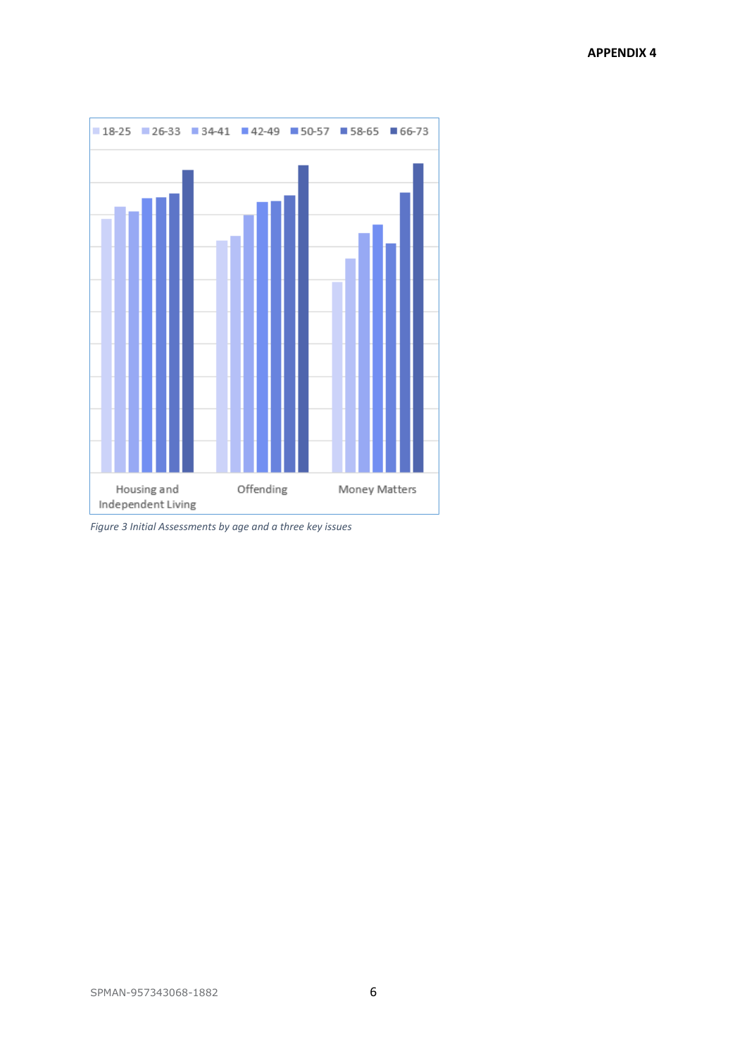**APPENDIX 4**

18-25 26-33 34-41 42-49 50-57 58-65 66-73

Housing and Independent Living

Offending

Money Matters

*Figure 3 Initial Assessments by age and a three key issues*